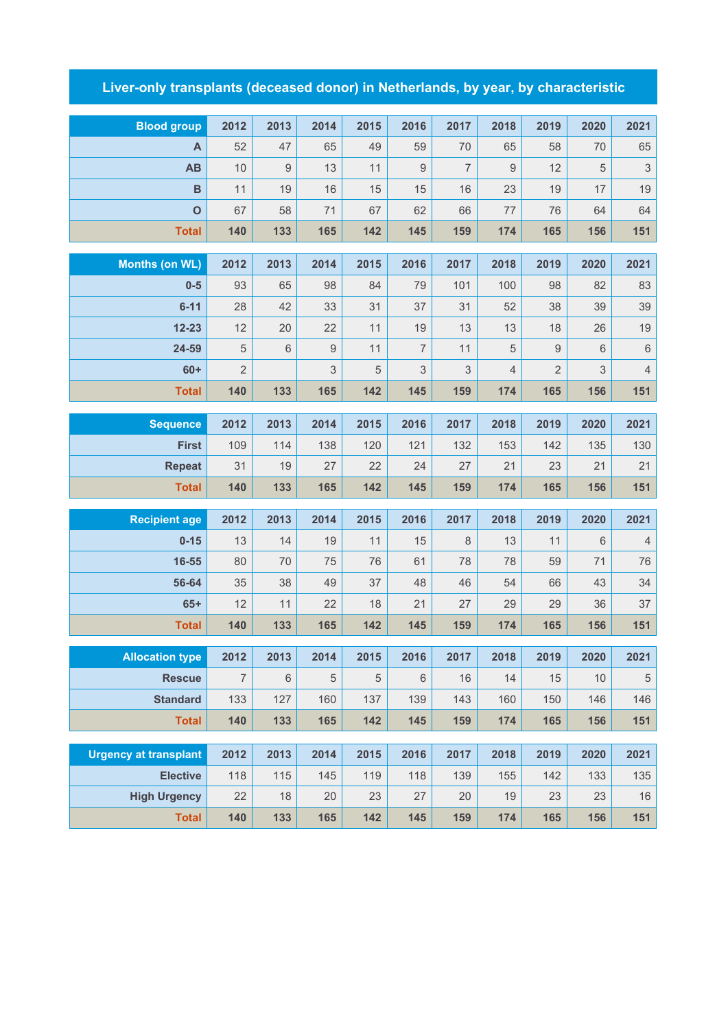## Liver-only transplants (deceased donor) in Netherlands, by year, by characteristic

| Blood group | 2012 | 2013 | 2014 | 2015 | 2016 | 2017 | 2018 | 2019 | 2020 | 2021 |
|---|---|---|---|---|---|---|---|---|---|---|
| A | 52 | 47 | 65 | 49 | 59 | 70 | 65 | 58 | 70 | 65 |
| AB | 10 | 9 | 13 | 11 | 9 | 7 | 9 | 12 | 5 | 3 |
| B | 11 | 19 | 16 | 15 | 15 | 16 | 23 | 19 | 17 | 19 |
| O | 67 | 58 | 71 | 67 | 62 | 66 | 77 | 76 | 64 | 64 |
| **Total** | **140** | **133** | **165** | **142** | **145** | **159** | **174** | **165** | **156** | **151** |

| Months (on WL) | 2012 | 2013 | 2014 | 2015 | 2016 | 2017 | 2018 | 2019 | 2020 | 2021 |
|---|---|---|---|---|---|---|---|---|---|---|
| 0-5 | 93 | 65 | 98 | 84 | 79 | 101 | 100 | 98 | 82 | 83 |
| 6-11 | 28 | 42 | 33 | 31 | 37 | 31 | 52 | 38 | 39 | 39 |
| 12-23 | 12 | 20 | 22 | 11 | 19 | 13 | 13 | 18 | 26 | 19 |
| 24-59 | 5 | 6 | 9 | 11 | 7 | 11 | 5 | 9 | 6 | 6 |
| 60+ | 2 | | 3 | 5 | 3 | 3 | 4 | 2 | 3 | 4 |
| **Total** | **140** | **133** | **165** | **142** | **145** | **159** | **174** | **165** | **156** | **151** |

| Sequence | 2012 | 2013 | 2014 | 2015 | 2016 | 2017 | 2018 | 2019 | 2020 | 2021 |
|---|---|---|---|---|---|---|---|---|---|---|
| First | 109 | 114 | 138 | 120 | 121 | 132 | 153 | 142 | 135 | 130 |
| Repeat | 31 | 19 | 27 | 22 | 24 | 27 | 21 | 23 | 21 | 21 |
| **Total** | **140** | **133** | **165** | **142** | **145** | **159** | **174** | **165** | **156** | **151** |

| Recipient age | 2012 | 2013 | 2014 | 2015 | 2016 | 2017 | 2018 | 2019 | 2020 | 2021 |
|---|---|---|---|---|---|---|---|---|---|---|
| 0-15 | 13 | 14 | 19 | 11 | 15 | 8 | 13 | 11 | 6 | 4 |
| 16-55 | 80 | 70 | 75 | 76 | 61 | 78 | 78 | 59 | 71 | 76 |
| 56-64 | 35 | 38 | 49 | 37 | 48 | 46 | 54 | 66 | 43 | 34 |
| 65+ | 12 | 11 | 22 | 18 | 21 | 27 | 29 | 29 | 36 | 37 |
| **Total** | **140** | **133** | **165** | **142** | **145** | **159** | **174** | **165** | **156** | **151** |

| Allocation type | 2012 | 2013 | 2014 | 2015 | 2016 | 2017 | 2018 | 2019 | 2020 | 2021 |
|---|---|---|---|---|---|---|---|---|---|---|
| Rescue | 7 | 6 | 5 | 5 | 6 | 16 | 14 | 15 | 10 | 5 |
| Standard | 133 | 127 | 160 | 137 | 139 | 143 | 160 | 150 | 146 | 146 |
| **Total** | **140** | **133** | **165** | **142** | **145** | **159** | **174** | **165** | **156** | **151** |

| Urgency at transplant | 2012 | 2013 | 2014 | 2015 | 2016 | 2017 | 2018 | 2019 | 2020 | 2021 |
|---|---|---|---|---|---|---|---|---|---|---|
| Elective | 118 | 115 | 145 | 119 | 118 | 139 | 155 | 142 | 133 | 135 |
| High Urgency | 22 | 18 | 20 | 23 | 27 | 20 | 19 | 23 | 23 | 16 |
| **Total** | **140** | **133** | **165** | **142** | **145** | **159** | **174** | **165** | **156** | **151** |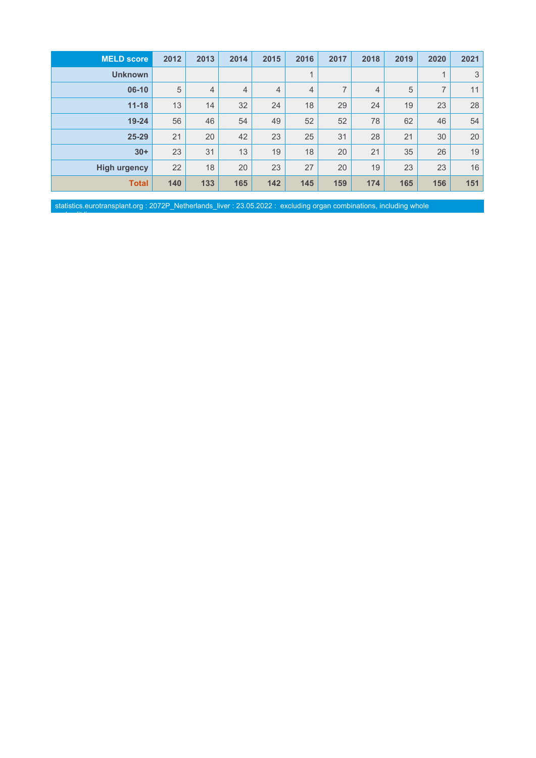| MELD score | 2012 | 2013 | 2014 | 2015 | 2016 | 2017 | 2018 | 2019 | 2020 | 2021 |
|---|---|---|---|---|---|---|---|---|---|---|
| Unknown | | | | | 1 | | | | 1 | 3 |
| 06-10 | 5 | 4 | 4 | 4 | 4 | 7 | 4 | 5 | 7 | 11 |
| 11-18 | 13 | 14 | 32 | 24 | 18 | 29 | 24 | 19 | 23 | 28 |
| 19-24 | 56 | 46 | 54 | 49 | 52 | 52 | 78 | 62 | 46 | 54 |
| 25-29 | 21 | 20 | 42 | 23 | 25 | 31 | 28 | 21 | 30 | 20 |
| 30+ | 23 | 31 | 13 | 19 | 18 | 20 | 21 | 35 | 26 | 19 |
| High urgency | 22 | 18 | 20 | 23 | 27 | 20 | 19 | 23 | 23 | 16 |
| **Total** | **140** | **133** | **165** | **142** | **145** | **159** | **174** | **165** | **156** | **151** |

statistics.eurotransplant.org : 2072P_Netherlands_liver : 23.05.2022 : excluding organ combinations, including whole and split livers